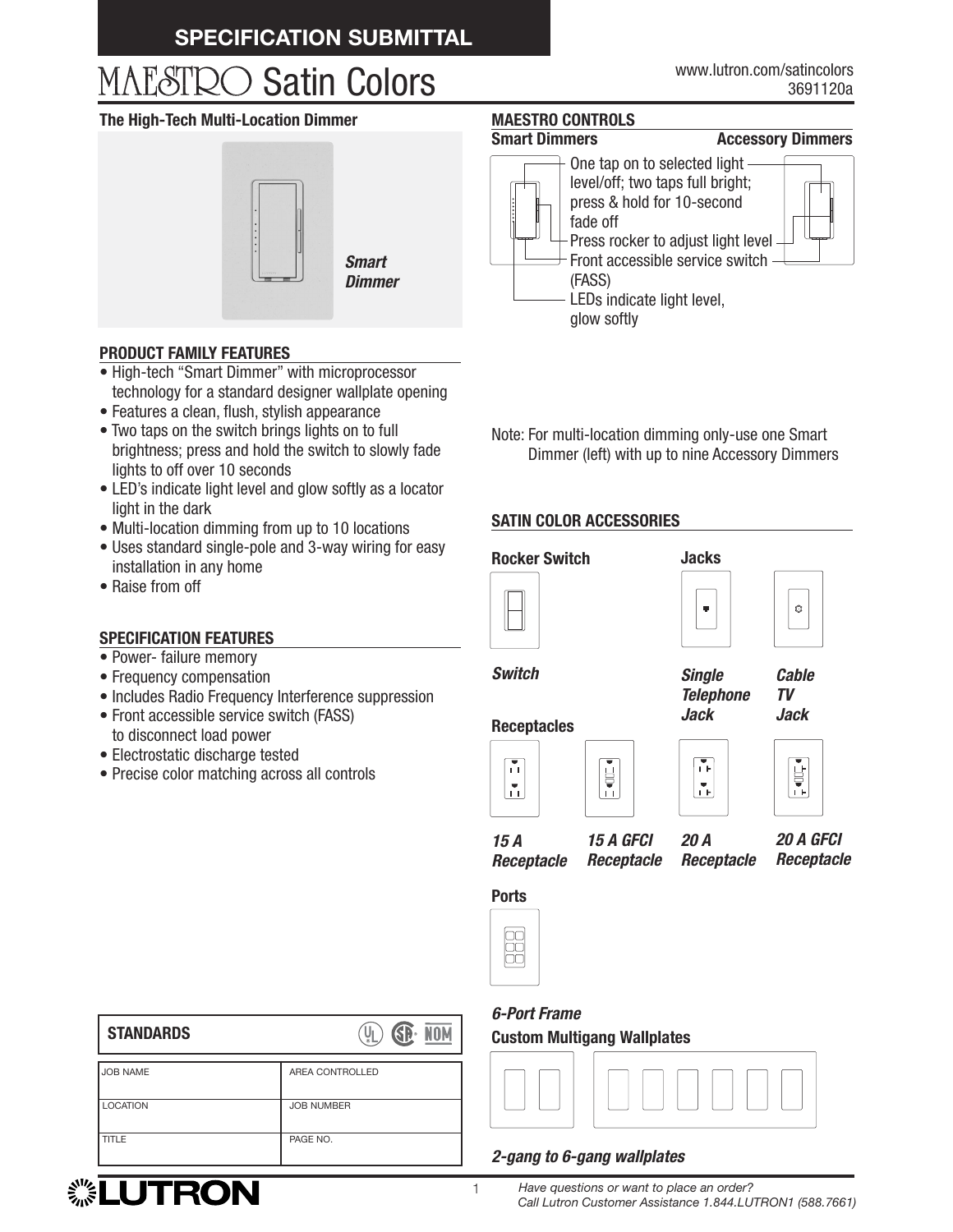## SPECIFICATION SUBMITTAL

# MAESTRO Satin Colors

www.lutron.com/satincolors
3691120a

### The High-Tech Multi-Location Dimmer

*Smart Dimmer*

### PRODUCT FAMILY FEATURES

- High-tech "Smart Dimmer" with microprocessor technology for a standard designer wallplate opening
- Features a clean, flush, stylish appearance
- Two taps on the switch brings lights on to full brightness; press and hold the switch to slowly fade lights to off over 10 seconds
- LED's indicate light level and glow softly as a locator light in the dark
- Multi-location dimming from up to 10 locations
- Uses standard single-pole and 3-way wiring for easy installation in any home
- Raise from off

### SPECIFICATION FEATURES

- Power- failure memory
- Frequency compensation
- Includes Radio Frequency Interference suppression
- Front accessible service switch (FASS) to disconnect load power
- Electrostatic discharge tested
- Precise color matching across all controls

### MAESTRO CONTROLS

**Smart Dimmers** | **Accessory Dimmers**

- One tap on to selected light level/off; two taps full bright; press & hold for 10-second fade off
- Press rocker to adjust light level
- Front accessible service switch (FASS)
- LEDs indicate light level, glow softly

Note: For multi-location dimming only-use one Smart Dimmer (left) with up to nine Accessory Dimmers

### SATIN COLOR ACCESSORIES

**Rocker Switch**

*Switch*

**Jacks**

*Single Telephone Jack*

*Cable TV Jack*

**Receptacles**

*15 A Receptacle*

*15 A GFCI Receptacle*

*20 A Receptacle*

*20 A GFCI Receptacle*

**Ports**

*6-Port Frame*

**Custom Multigang Wallplates**

*2-gang to 6-gang wallplates*

### STANDARDS

| JOB NAME | AREA CONTROLLED |
|---|---|
| LOCATION | JOB NUMBER |
| TITLE | PAGE NO. |

LUTRON

*Have questions or want to place an order?*
*Call Lutron Customer Assistance 1.844.LUTRON1 (588.7661)*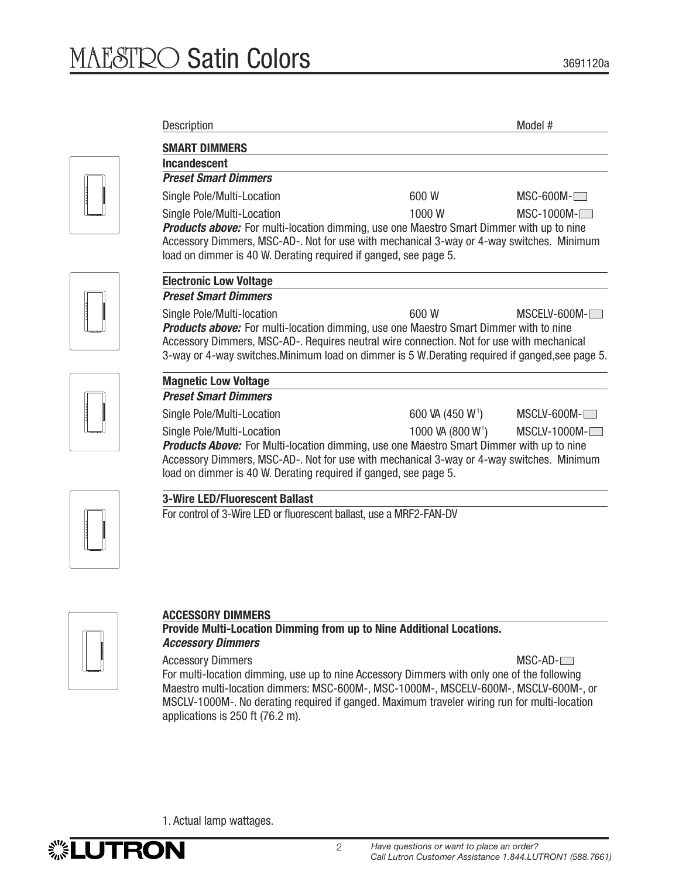| Description | | Model # |
|---|---|---|
| **SMART DIMMERS** | | |
| **Incandescent** | | |
| ***Preset Smart Dimmers*** | | |
| Single Pole/Multi-Location | 600 W | MSC-600M-☐ |
| Single Pole/Multi-Location | 1000 W | MSC-1000M-☐ |

***Products above:*** For multi-location dimming, use one Maestro Smart Dimmer with up to nine Accessory Dimmers, MSC-AD-. Not for use with mechanical 3-way or 4-way switches. Minimum load on dimmer is 40 W. Derating required if ganged, see page 5.

| **Electronic Low Voltage** | | |
|---|---|---|
| ***Preset Smart Dimmers*** | | |
| Single Pole/Multi-location | 600 W | MSCELV-600M-☐ |

***Products above:*** For multi-location dimming, use one Maestro Smart Dimmer with to nine Accessory Dimmers, MSC-AD-. Requires neutral wire connection. Not for use with mechanical 3-way or 4-way switches.Minimum load on dimmer is 5 W.Derating required if ganged,see page 5.

| **Magnetic Low Voltage** | | |
|---|---|---|
| ***Preset Smart Dimmers*** | | |
| Single Pole/Multi-Location | 600 VA (450 W[1]) | MSCLV-600M-☐ |
| Single Pole/Multi-Location | 1000 VA (800 W[1]) | MSCLV-1000M-☐ |

***Products Above:*** For Multi-location dimming, use one Maestro Smart Dimmer with up to nine Accessory Dimmers, MSC-AD-. Not for use with mechanical 3-way or 4-way switches. Minimum load on dimmer is 40 W. Derating required if ganged, see page 5.

**3-Wire LED/Fluorescent Ballast**

For control of 3-Wire LED or fluorescent ballast, use a MRF2-FAN-DV

**ACCESSORY DIMMERS**

**Provide Multi-Location Dimming from up to Nine Additional Locations.**

***Accessory Dimmers***

| Accessory Dimmers | MSC-AD-☐ |
|---|---|

For multi-location dimming, use up to nine Accessory Dimmers with only one of the following Maestro multi-location dimmers: MSC-600M-, MSC-1000M-, MSCELV-600M-, MSCLV-600M-, or MSCLV-1000M-. No derating required if ganged. Maximum traveler wiring run for multi-location applications is 250 ft (76.2 m).

1. Actual lamp wattages.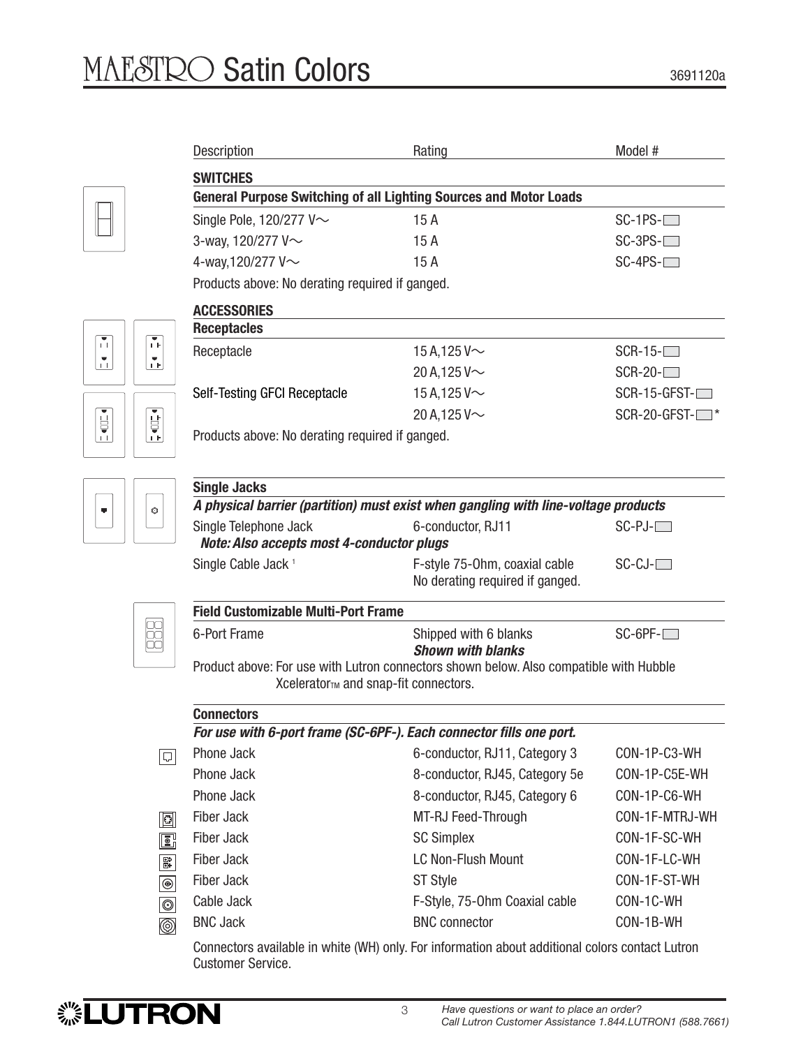# MAESTRO Satin Colors

| Description | Rating | Model # |
|---|---|---|
| **SWITCHES** | | |
| **General Purpose Switching of all Lighting Sources and Motor Loads** | | |
| Single Pole, 120/277 V~ | 15 A | SC-1PS-☐ |
| 3-way, 120/277 V~ | 15 A | SC-3PS-☐ |
| 4-way,120/277 V~ | 15 A | SC-4PS-☐ |
| Products above: No derating required if ganged. | | |
| **ACCESSORIES** | | |
| **Receptacles** | | |
| Receptacle | 15 A,125 V~ | SCR-15-☐ |
| | 20 A,125 V~ | SCR-20-☐ |
| Self-Testing GFCI Receptacle | 15 A,125 V~ | SCR-15-GFST-☐ |
| | 20 A,125 V~ | SCR-20-GFST-☐* |
| Products above: No derating required if ganged. | | |

| | | |
|---|---|---|
| **Single Jacks** | | |
| ***A physical barrier (partition) must exist when gangling with line-voltage products*** | | |
| Single Telephone Jack<br>***Note: Also accepts most 4-conductor plugs*** | 6-conductor, RJ11 | SC-PJ-☐ |
| Single Cable Jack [1] | F-style 75-Ohm, coaxial cable<br>No derating required if ganged. | SC-CJ-☐ |
| **Field Customizable Multi-Port Frame** | | |
| 6-Port Frame | Shipped with 6 blanks<br>***Shown with blanks*** | SC-6PF-☐ |

Product above: For use with Lutron connectors shown below. Also compatible with Hubble Xcelerator™ and snap-fit connectors.

| | | |
|---|---|---|
| **Connectors** | | |
| ***For use with 6-port frame (SC-6PF-). Each connector fills one port.*** | | |
| Phone Jack | 6-conductor, RJ11, Category 3 | CON-1P-C3-WH |
| Phone Jack | 8-conductor, RJ45, Category 5e | CON-1P-C5E-WH |
| Phone Jack | 8-conductor, RJ45, Category 6 | CON-1P-C6-WH |
| Fiber Jack | MT-RJ Feed-Through | CON-1F-MTRJ-WH |
| Fiber Jack | SC Simplex | CON-1F-SC-WH |
| Fiber Jack | LC Non-Flush Mount | CON-1F-LC-WH |
| Fiber Jack | ST Style | CON-1F-ST-WH |
| Cable Jack | F-Style, 75-Ohm Coaxial cable | CON-1C-WH |
| BNC Jack | BNC connector | CON-1B-WH |

Connectors available in white (WH) only. For information about additional colors contact Lutron Customer Service.

Have questions or want to place an order?
Call Lutron Customer Assistance 1.844.LUTRON1 (588.7661)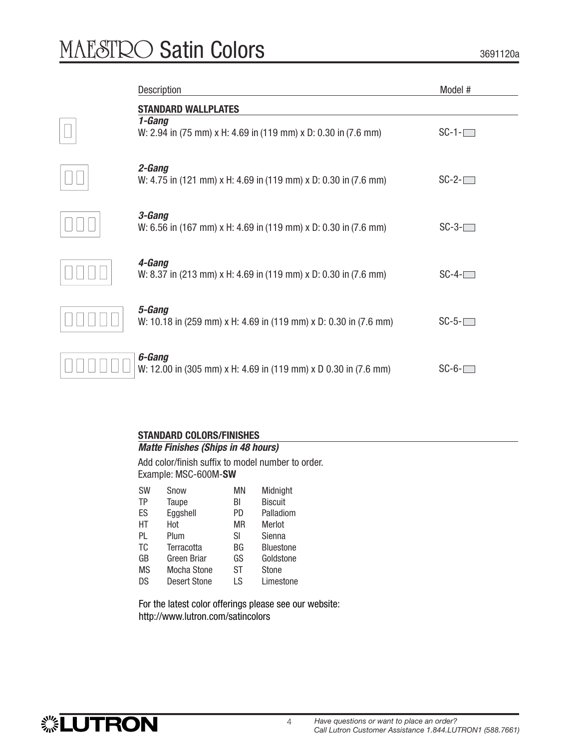# MAESTRO Satin Colors

3691120a

| Description | Model # |
|---|---|
| **STANDARD WALLPLATES** | |
| ***1-Gang*** W: 2.94 in (75 mm) x H: 4.69 in (119 mm) x D: 0.30 in (7.6 mm) | SC-1-☐ |
| ***2-Gang*** W: 4.75 in (121 mm) x H: 4.69 in (119 mm) x D: 0.30 in (7.6 mm) | SC-2-☐ |
| ***3-Gang*** W: 6.56 in (167 mm) x H: 4.69 in (119 mm) x D: 0.30 in (7.6 mm) | SC-3-☐ |
| ***4-Gang*** W: 8.37 in (213 mm) x H: 4.69 in (119 mm) x D: 0.30 in (7.6 mm) | SC-4-☐ |
| ***5-Gang*** W: 10.18 in (259 mm) x H: 4.69 in (119 mm) x D: 0.30 in (7.6 mm) | SC-5-☐ |
| ***6-Gang*** W: 12.00 in (305 mm) x H: 4.69 in (119 mm) x D 0.30 in (7.6 mm) | SC-6-☐ |

**STANDARD COLORS/FINISHES**

***Matte Finishes (Ships in 48 hours)***

Add color/finish suffix to model number to order.
Example: MSC-600M-**SW**

| | | | |
|---|---|---|---|
| SW | Snow | MN | Midnight |
| TP | Taupe | BI | Biscuit |
| ES | Eggshell | PD | Palladiom |
| HT | Hot | MR | Merlot |
| PL | Plum | SI | Sienna |
| TC | Terracotta | BG | Bluestone |
| GB | Green Briar | GS | Goldstone |
| MS | Mocha Stone | ST | Stone |
| DS | Desert Stone | LS | Limestone |

For the latest color offerings please see our website:
http://www.lutron.com/satincolors

LUTRON

*Have questions or want to place an order?*
*Call Lutron Customer Assistance 1.844.LUTRON1 (588.7661)*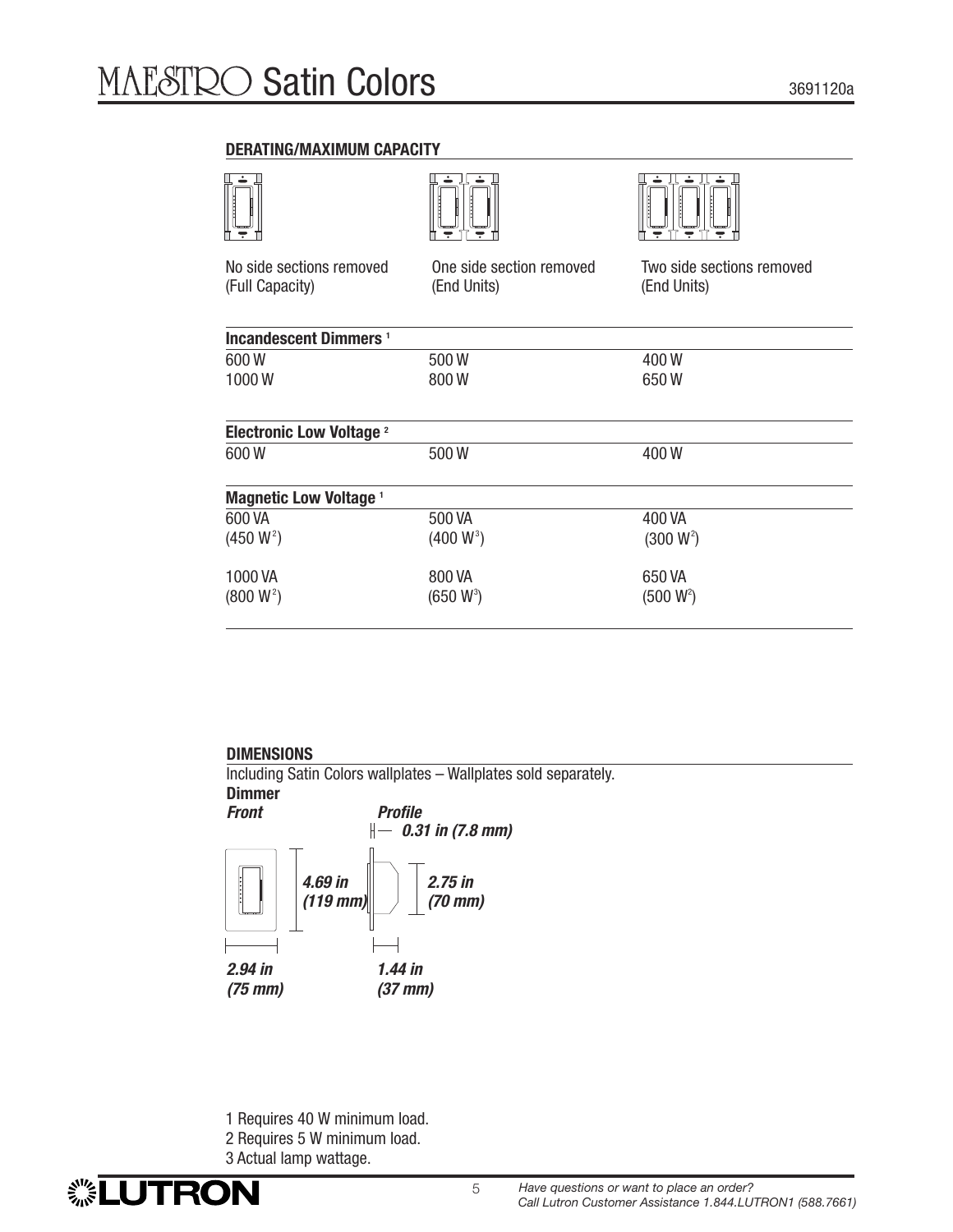## DERATING/MAXIMUM CAPACITY

| No side sections removed (Full Capacity) | One side section removed (End Units) | Two side sections removed (End Units) |
|---|---|---|
| **Incandescent Dimmers [1]** | | |
| 600 W | 500 W | 400 W |
| 1000 W | 800 W | 650 W |
| **Electronic Low Voltage [2]** | | |
| 600 W | 500 W | 400 W |
| **Magnetic Low Voltage [1]** | | |
| 600 VA (450 W[2]) | 500 VA (400 W[3]) | 400 VA (300 W[2]) |
| 1000 VA (800 W[2]) | 800 VA (650 W[3]) | 650 VA (500 W[2]) |

## DIMENSIONS

Including Satin Colors wallplates – Wallplates sold separately.

**Dimmer**

***Front***

*4.69 in (119 mm)*

*2.94 in (75 mm)*

***Profile***

*0.31 in (7.8 mm)*

*2.75 in (70 mm)*

*1.44 in (37 mm)*

1 Requires 40 W minimum load.
2 Requires 5 W minimum load.
3 Actual lamp wattage.

*Have questions or want to place an order?*
*Call Lutron Customer Assistance 1.844.LUTRON1 (588.7661)*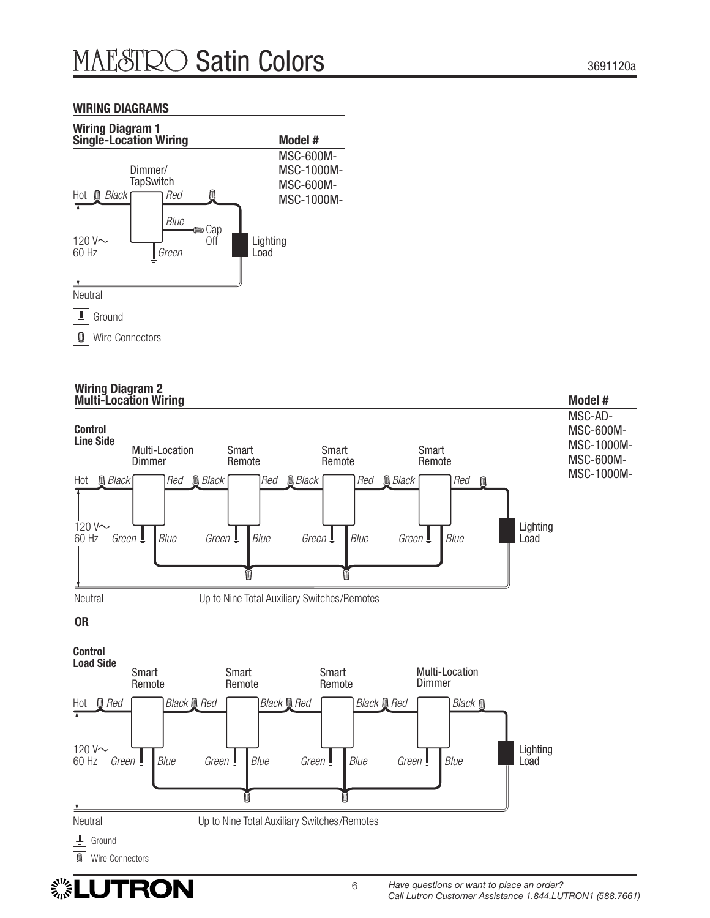## WIRING DIAGRAMS

### Wiring Diagram 1
**Single-Location Wiring**

**Model #**

MSC-600M-
MSC-1000M-
MSC-600M-
MSC-1000M-

Dimmer/
TapSwitch

Hot *Black* *Red*

*Blue* Cap Off

120 V~
60 Hz *Green*

Lighting Load

Neutral

Ground

Wire Connectors

### Wiring Diagram 2
**Multi-Location Wiring**

**Model #**

MSC-AD-
MSC-600M-
MSC-1000M-
MSC-600M-
MSC-1000M-

**Control Line Side**

Multi-Location Dimmer — Smart Remote — Smart Remote — Smart Remote

Hot *Black* *Red* *Black* *Red* *Black* *Red* *Black* *Red*

120 V~
60 Hz *Green* *Blue* *Green* *Blue* *Green* *Blue* *Green* *Blue*

Lighting Load

Neutral

Up to Nine Total Auxiliary Switches/Remotes

**OR**

**Control Load Side**

Smart Remote — Smart Remote — Smart Remote — Multi-Location Dimmer

Hot *Red* *Black* *Red* *Black* *Red* *Black* *Red* *Black*

120 V~
60 Hz *Green* *Blue* *Green* *Blue* *Green* *Blue* *Green* *Blue*

Lighting Load

Neutral

Up to Nine Total Auxiliary Switches/Remotes

Ground

Wire Connectors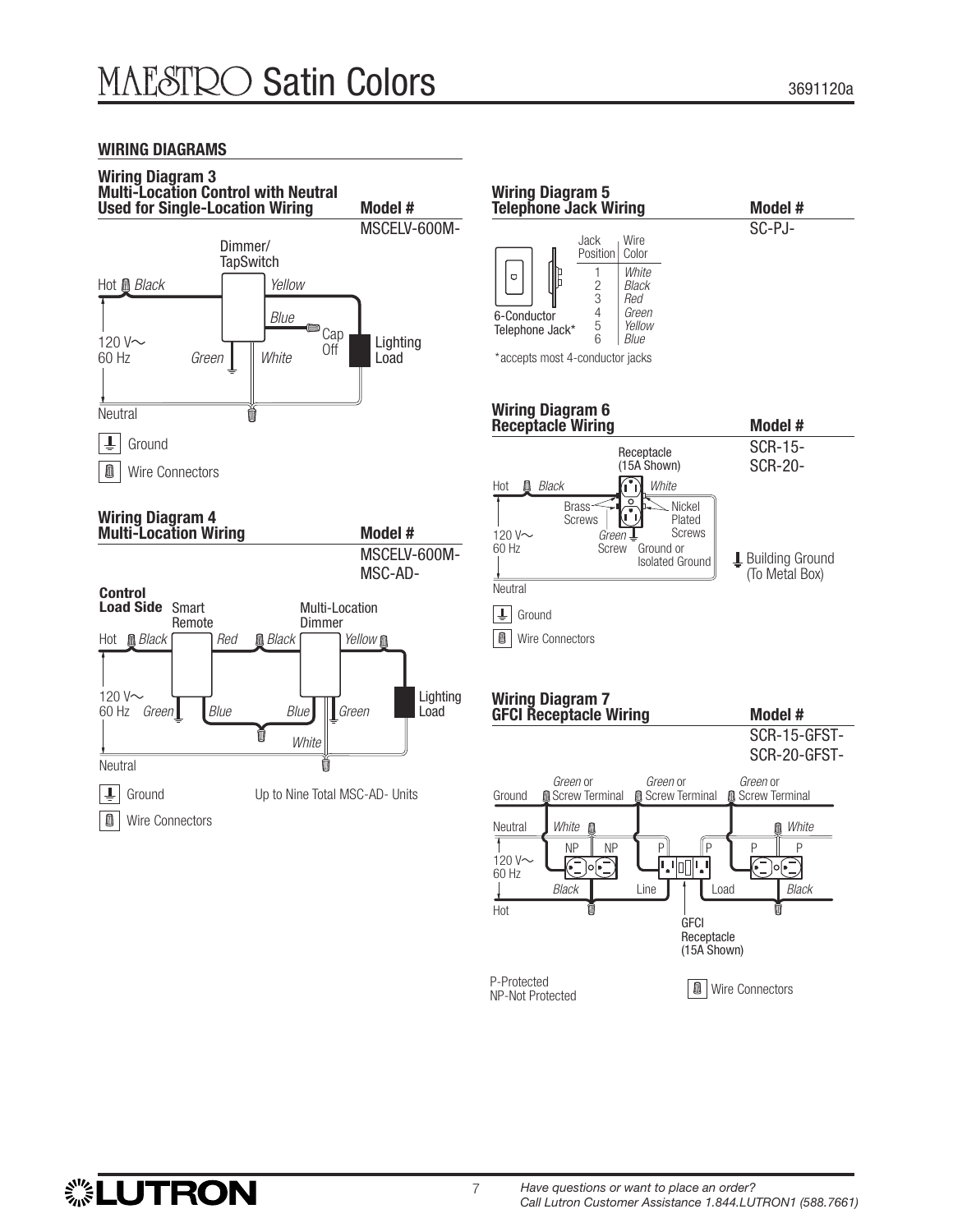## WIRING DIAGRAMS

### Wiring Diagram 3
**Multi-Location Control with Neutral Used for Single-Location Wiring**

**Model #**
MSCELV-600M-

Dimmer/ TapSwitch

Hot *Black* | *Yellow* | *Blue* | Cap Off | Lighting Load

120 V~ 60 Hz | *Green* | *White*

Neutral

Ground

Wire Connectors

### Wiring Diagram 4
**Multi-Location Wiring**

**Model #**
MSCELV-600M-
MSC-AD-

**Control Load Side** Smart Remote | Multi-Location Dimmer

Hot *Black* | *Red* | *Black* | *Yellow* | Lighting Load

120 V~ 60 Hz *Green* | *Blue* | *Blue* | *Green* | *White*

Neutral

Ground | Up to Nine Total MSC-AD- Units

Wire Connectors

### Wiring Diagram 5
**Telephone Jack Wiring**

**Model #**
SC-PJ-

6-Conductor Telephone Jack*

| Jack Position | Wire Color |
|---|---|
| 1 | *White* |
| 2 | *Black* |
| 3 | *Red* |
| 4 | *Green* |
| 5 | *Yellow* |
| 6 | *Blue* |

*accepts most 4-conductor jacks

### Wiring Diagram 6
**Receptacle Wiring**

**Model #**
SCR-15-
SCR-20-

Receptacle (15A Shown)

Hot *Black* | *White*

Brass Screws | Nickel Plated Screws

120 V~ 60 Hz | *Green* Screw | Ground or Isolated Ground | Building Ground (To Metal Box)

Neutral

Ground

Wire Connectors

### Wiring Diagram 7
**GFCI Receptacle Wiring**

**Model #**
SCR-15-GFST-
SCR-20-GFST-

Ground | *Green* or Screw Terminal | *Green* or Screw Terminal | *Green* or Screw Terminal

Neutral | *White* | *White*

NP | NP | P | P | P | P

120 V~ 60 Hz

*Black* | Line | Load | *Black*

Hot

GFCI Receptacle (15A Shown)

P-Protected
NP-Not Protected

Wire Connectors

Have questions or want to place an order?
Call Lutron Customer Assistance 1.844.LUTRON1 (588.7661)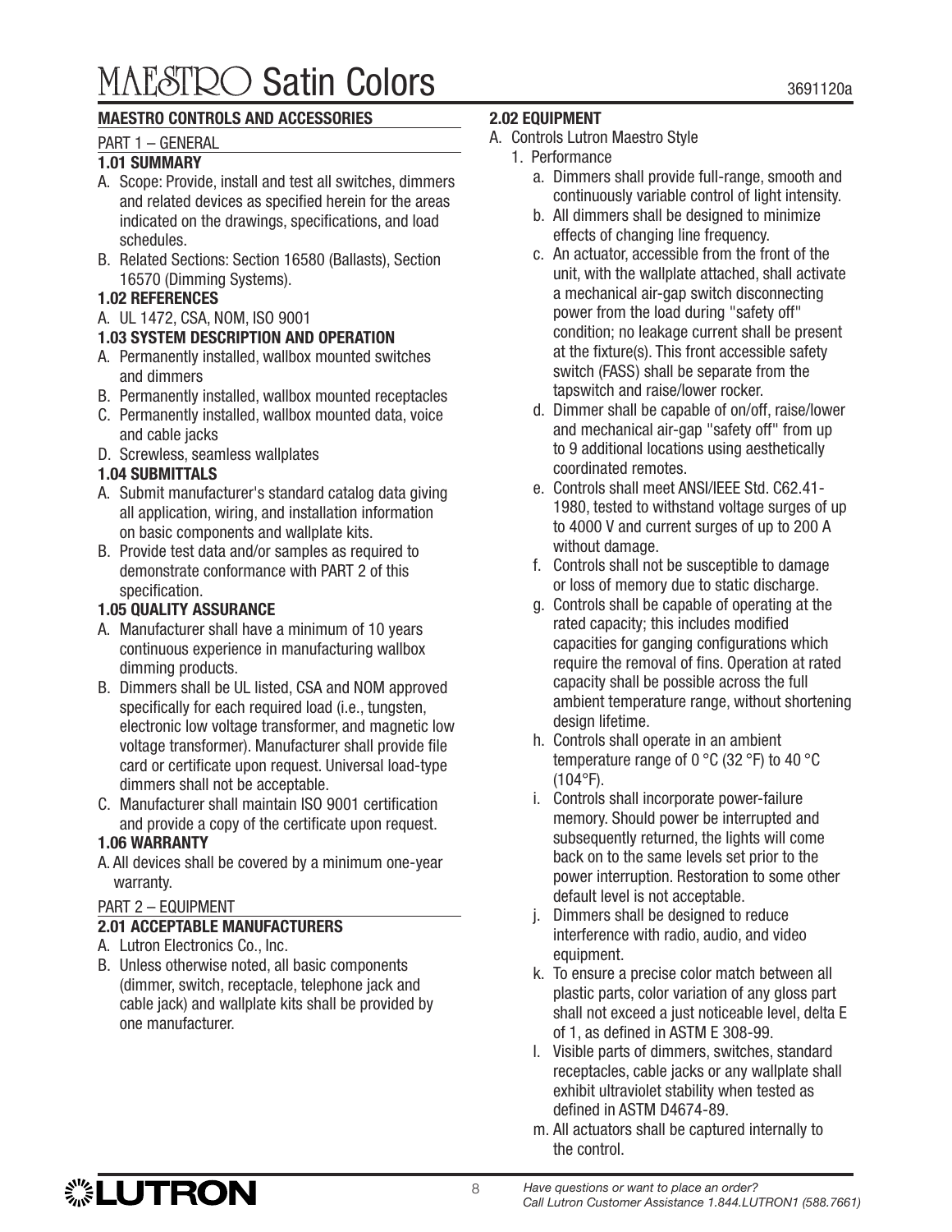# MAESTRO Satin Colors

## MAESTRO CONTROLS AND ACCESSORIES

PART 1 – GENERAL

### 1.01 SUMMARY

A. Scope: Provide, install and test all switches, dimmers and related devices as specified herein for the areas indicated on the drawings, specifications, and load schedules.

B. Related Sections: Section 16580 (Ballasts), Section 16570 (Dimming Systems).

### 1.02 REFERENCES

A. UL 1472, CSA, NOM, ISO 9001

### 1.03 SYSTEM DESCRIPTION AND OPERATION

A. Permanently installed, wallbox mounted switches and dimmers

B. Permanently installed, wallbox mounted receptacles

C. Permanently installed, wallbox mounted data, voice and cable jacks

D. Screwless, seamless wallplates

### 1.04 SUBMITTALS

A. Submit manufacturer's standard catalog data giving all application, wiring, and installation information on basic components and wallplate kits.

B. Provide test data and/or samples as required to demonstrate conformance with PART 2 of this specification.

### 1.05 QUALITY ASSURANCE

A. Manufacturer shall have a minimum of 10 years continuous experience in manufacturing wallbox dimming products.

B. Dimmers shall be UL listed, CSA and NOM approved specifically for each required load (i.e., tungsten, electronic low voltage transformer, and magnetic low voltage transformer). Manufacturer shall provide file card or certificate upon request. Universal load-type dimmers shall not be acceptable.

C. Manufacturer shall maintain ISO 9001 certification and provide a copy of the certificate upon request.

### 1.06 WARRANTY

A. All devices shall be covered by a minimum one-year warranty.

PART 2 – EQUIPMENT

### 2.01 ACCEPTABLE MANUFACTURERS

A. Lutron Electronics Co., Inc.

B. Unless otherwise noted, all basic components (dimmer, switch, receptacle, telephone jack and cable jack) and wallplate kits shall be provided by one manufacturer.

### 2.02 EQUIPMENT

A. Controls Lutron Maestro Style

1. Performance

   a. Dimmers shall provide full-range, smooth and continuously variable control of light intensity.

   b. All dimmers shall be designed to minimize effects of changing line frequency.

   c. An actuator, accessible from the front of the unit, with the wallplate attached, shall activate a mechanical air-gap switch disconnecting power from the load during "safety off" condition; no leakage current shall be present at the fixture(s). This front accessible safety switch (FASS) shall be separate from the tapswitch and raise/lower rocker.

   d. Dimmer shall be capable of on/off, raise/lower and mechanical air-gap "safety off" from up to 9 additional locations using aesthetically coordinated remotes.

   e. Controls shall meet ANSI/IEEE Std. C62.41-1980, tested to withstand voltage surges of up to 4000 V and current surges of up to 200 A without damage.

   f. Controls shall not be susceptible to damage or loss of memory due to static discharge.

   g. Controls shall be capable of operating at the rated capacity; this includes modified capacities for ganging configurations which require the removal of fins. Operation at rated capacity shall be possible across the full ambient temperature range, without shortening design lifetime.

   h. Controls shall operate in an ambient temperature range of 0 °C (32 °F) to 40 °C (104°F).

   i. Controls shall incorporate power-failure memory. Should power be interrupted and subsequently returned, the lights will come back on to the same levels set prior to the power interruption. Restoration to some other default level is not acceptable.

   j. Dimmers shall be designed to reduce interference with radio, audio, and video equipment.

   k. To ensure a precise color match between all plastic parts, color variation of any gloss part shall not exceed a just noticeable level, delta E of 1, as defined in ASTM E 308-99.

   l. Visible parts of dimmers, switches, standard receptacles, cable jacks or any wallplate shall exhibit ultraviolet stability when tested as defined in ASTM D4674-89.

   m. All actuators shall be captured internally to the control.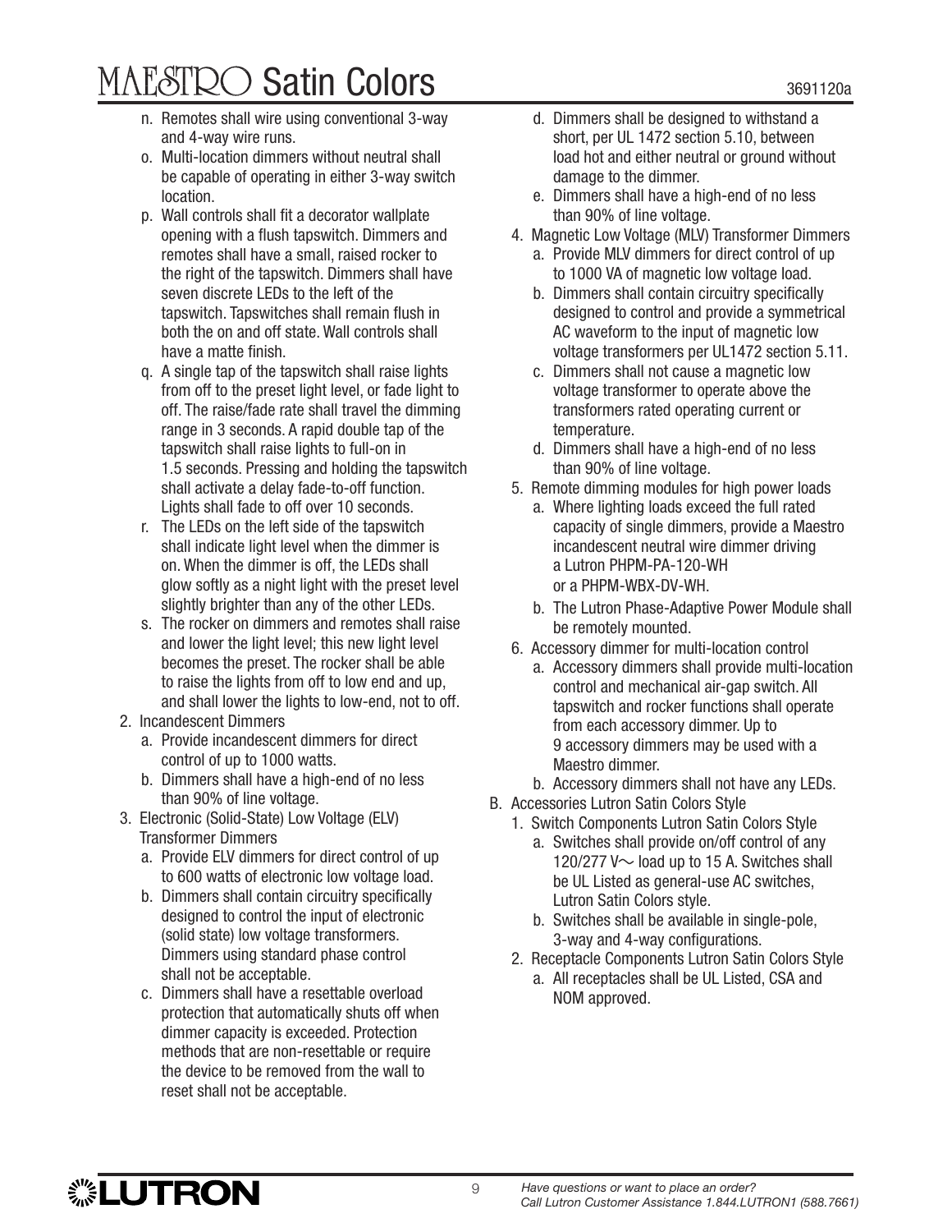n. Remotes shall wire using conventional 3-way and 4-way wire runs.
o. Multi-location dimmers without neutral shall be capable of operating in either 3-way switch location.
p. Wall controls shall fit a decorator wallplate opening with a flush tapswitch. Dimmers and remotes shall have a small, raised rocker to the right of the tapswitch. Dimmers shall have seven discrete LEDs to the left of the tapswitch. Tapswitches shall remain flush in both the on and off state. Wall controls shall have a matte finish.
q. A single tap of the tapswitch shall raise lights from off to the preset light level, or fade light to off. The raise/fade rate shall travel the dimming range in 3 seconds. A rapid double tap of the tapswitch shall raise lights to full-on in 1.5 seconds. Pressing and holding the tapswitch shall activate a delay fade-to-off function. Lights shall fade to off over 10 seconds.
r. The LEDs on the left side of the tapswitch shall indicate light level when the dimmer is on. When the dimmer is off, the LEDs shall glow softly as a night light with the preset level slightly brighter than any of the other LEDs.
s. The rocker on dimmers and remotes shall raise and lower the light level; this new light level becomes the preset. The rocker shall be able to raise the lights from off to low end and up, and shall lower the lights to low-end, not to off.

2. Incandescent Dimmers
   a. Provide incandescent dimmers for direct control of up to 1000 watts.
   b. Dimmers shall have a high-end of no less than 90% of line voltage.
3. Electronic (Solid-State) Low Voltage (ELV) Transformer Dimmers
   a. Provide ELV dimmers for direct control of up to 600 watts of electronic low voltage load.
   b. Dimmers shall contain circuitry specifically designed to control the input of electronic (solid state) low voltage transformers. Dimmers using standard phase control shall not be acceptable.
   c. Dimmers shall have a resettable overload protection that automatically shuts off when dimmer capacity is exceeded. Protection methods that are non-resettable or require the device to be removed from the wall to reset shall not be acceptable.
   d. Dimmers shall be designed to withstand a short, per UL 1472 section 5.10, between load hot and either neutral or ground without damage to the dimmer.
   e. Dimmers shall have a high-end of no less than 90% of line voltage.
4. Magnetic Low Voltage (MLV) Transformer Dimmers
   a. Provide MLV dimmers for direct control of up to 1000 VA of magnetic low voltage load.
   b. Dimmers shall contain circuitry specifically designed to control and provide a symmetrical AC waveform to the input of magnetic low voltage transformers per UL1472 section 5.11.
   c. Dimmers shall not cause a magnetic low voltage transformer to operate above the transformers rated operating current or temperature.
   d. Dimmers shall have a high-end of no less than 90% of line voltage.
5. Remote dimming modules for high power loads
   a. Where lighting loads exceed the full rated capacity of single dimmers, provide a Maestro incandescent neutral wire dimmer driving a Lutron PHPM-PA-120-WH or a PHPM-WBX-DV-WH.
   b. The Lutron Phase-Adaptive Power Module shall be remotely mounted.
6. Accessory dimmer for multi-location control
   a. Accessory dimmers shall provide multi-location control and mechanical air-gap switch. All tapswitch and rocker functions shall operate from each accessory dimmer. Up to 9 accessory dimmers may be used with a Maestro dimmer.
   b. Accessory dimmers shall not have any LEDs.

B. Accessories Lutron Satin Colors Style
   1. Switch Components Lutron Satin Colors Style
      a. Switches shall provide on/off control of any 120/277 V～ load up to 15 A. Switches shall be UL Listed as general-use AC switches, Lutron Satin Colors style.
      b. Switches shall be available in single-pole, 3-way and 4-way configurations.
   2. Receptacle Components Lutron Satin Colors Style
      a. All receptacles shall be UL Listed, CSA and NOM approved.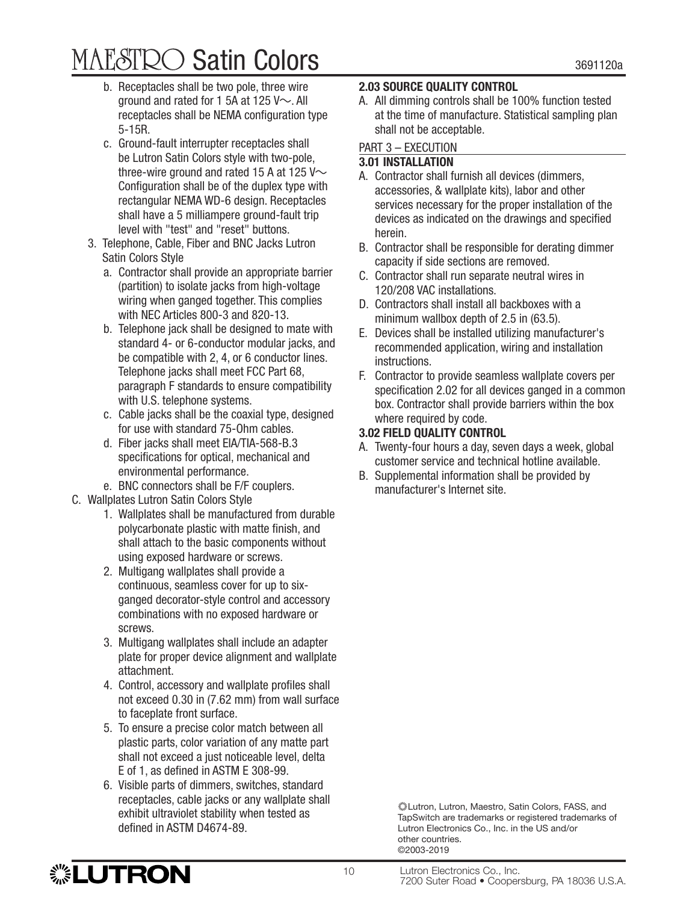b. Receptacles shall be two pole, three wire ground and rated for 1 5A at 125 V~. All receptacles shall be NEMA configuration type 5-15R.
c. Ground-fault interrupter receptacles shall be Lutron Satin Colors style with two-pole, three-wire ground and rated 15 A at 125 V~ Configuration shall be of the duplex type with rectangular NEMA WD-6 design. Receptacles shall have a 5 milliampere ground-fault trip level with "test" and "reset" buttons.

3. Telephone, Cable, Fiber and BNC Jacks Lutron Satin Colors Style
   a. Contractor shall provide an appropriate barrier (partition) to isolate jacks from high-voltage wiring when ganged together. This complies with NEC Articles 800-3 and 820-13.
   b. Telephone jack shall be designed to mate with standard 4- or 6-conductor modular jacks, and be compatible with 2, 4, or 6 conductor lines. Telephone jacks shall meet FCC Part 68, paragraph F standards to ensure compatibility with U.S. telephone systems.
   c. Cable jacks shall be the coaxial type, designed for use with standard 75-Ohm cables.
   d. Fiber jacks shall meet EIA/TIA-568-B.3 specifications for optical, mechanical and environmental performance.
   e. BNC connectors shall be F/F couplers.

C. Wallplates Lutron Satin Colors Style
   1. Wallplates shall be manufactured from durable polycarbonate plastic with matte finish, and shall attach to the basic components without using exposed hardware or screws.
   2. Multigang wallplates shall provide a continuous, seamless cover for up to six-ganged decorator-style control and accessory combinations with no exposed hardware or screws.
   3. Multigang wallplates shall include an adapter plate for proper device alignment and wallplate attachment.
   4. Control, accessory and wallplate profiles shall not exceed 0.30 in (7.62 mm) from wall surface to faceplate front surface.
   5. To ensure a precise color match between all plastic parts, color variation of any matte part shall not exceed a just noticeable level, delta E of 1, as defined in ASTM E 308-99.
   6. Visible parts of dimmers, switches, standard receptacles, cable jacks or any wallplate shall exhibit ultraviolet stability when tested as defined in ASTM D4674-89.

**2.03 SOURCE QUALITY CONTROL**

A. All dimming controls shall be 100% function tested at the time of manufacture. Statistical sampling plan shall not be acceptable.

PART 3 – EXECUTION

**3.01 INSTALLATION**

A. Contractor shall furnish all devices (dimmers, accessories, & wallplate kits), labor and other services necessary for the proper installation of the devices as indicated on the drawings and specified herein.
B. Contractor shall be responsible for derating dimmer capacity if side sections are removed.
C. Contractor shall run separate neutral wires in 120/208 VAC installations.
D. Contractors shall install all backboxes with a minimum wallbox depth of 2.5 in (63.5).
E. Devices shall be installed utilizing manufacturer's recommended application, wiring and installation instructions.
F. Contractor to provide seamless wallplate covers per specification 2.02 for all devices ganged in a common box. Contractor shall provide barriers within the box where required by code.

**3.02 FIELD QUALITY CONTROL**

A. Twenty-four hours a day, seven days a week, global customer service and technical hotline available.
B. Supplemental information shall be provided by manufacturer's Internet site.

Lutron, Lutron, Maestro, Satin Colors, FASS, and TapSwitch are trademarks or registered trademarks of Lutron Electronics Co., Inc. in the US and/or other countries.
©2003-2019

Lutron Electronics Co., Inc.
7200 Suter Road • Coopersburg, PA 18036 U.S.A.